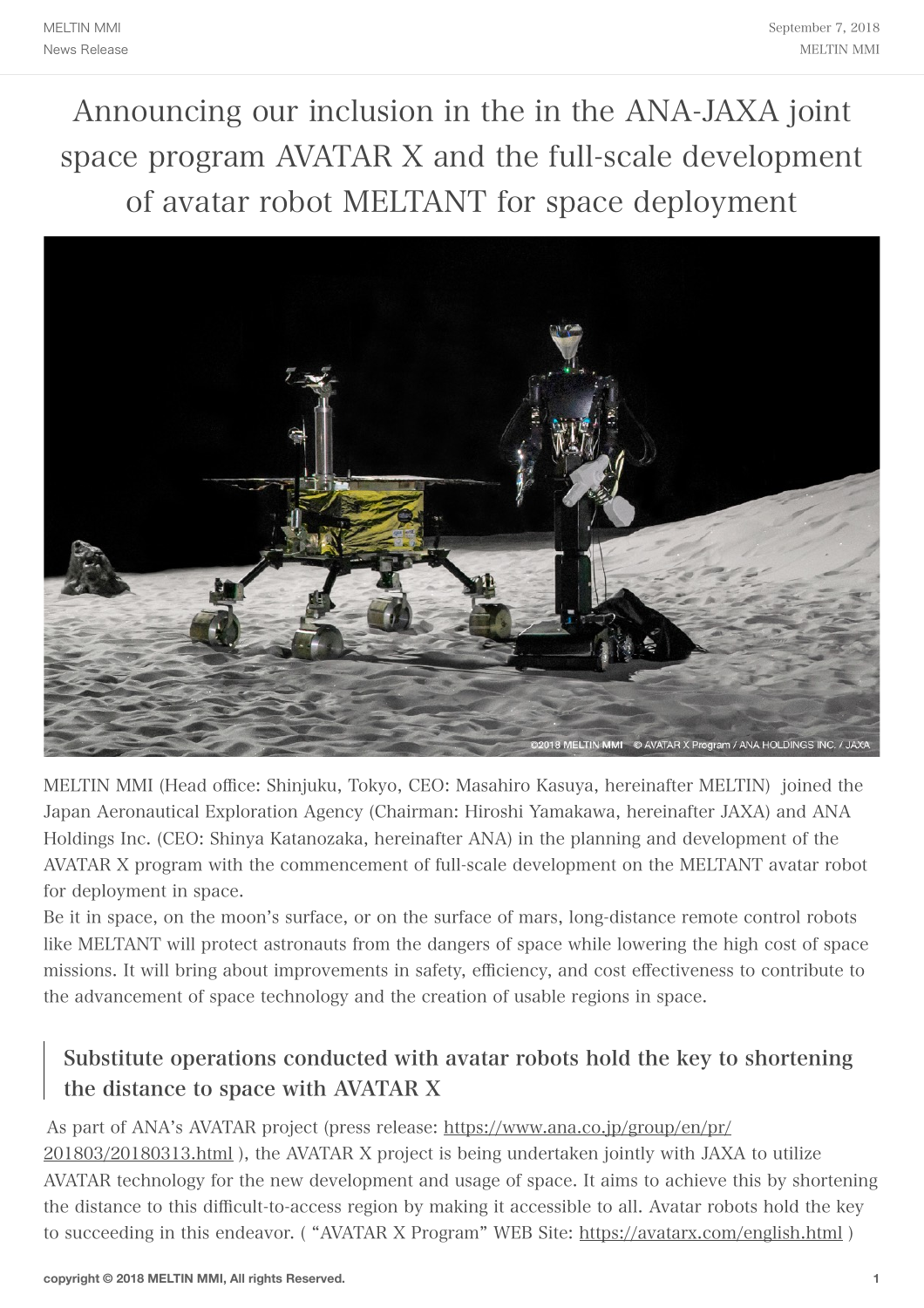# Announcing our inclusion in the in the ANA-JAXA joint space program AVATAR X and the full-scale development of avatar robot MELTANT for space deployment

©2018 MELTIN MMI © AVATAR X Program / ANA HOLDINGS INC. / JAXA

MELTIN MMI (Head office: Shinjuku, Tokyo, CEO: Masahiro Kasuya, hereinafter MELTIN) joined the Japan Aeronautical Exploration Agency (Chairman: Hiroshi Yamakawa, hereinafter JAXA) and ANA Holdings Inc. (CEO: Shinya Katanozaka, hereinafter ANA) in the planning and development of the AVATAR X program with the commencement of full-scale development on the MELTANT avatar robot for deployment in space.

Be it in space, on the moon's surface, or on the surface of mars, long-distance remote control robots like MELTANT will protect astronauts from the dangers of space while lowering the high cost of space missions. It will bring about improvements in safety, efficiency, and cost effectiveness to contribute to the advancement of space technology and the creation of usable regions in space.

## Substitute operations conducted with avatar robots hold the key to shortening the distance to space with AVATAR X

As part of ANA's AVATAR project (press release: https://www.ana.co.jp/group/en/pr/201803/20180313.html ), the AVATAR X project is being undertaken jointly with JAXA to utilize AVATAR technology for the new development and usage of space. It aims to achieve this by shortening the distance to this difficult-to-access region by making it accessible to all. Avatar robots hold the key to succeeding in this endeavor. ( "AVATAR X Program" WEB Site: https://avatarx.com/english.html )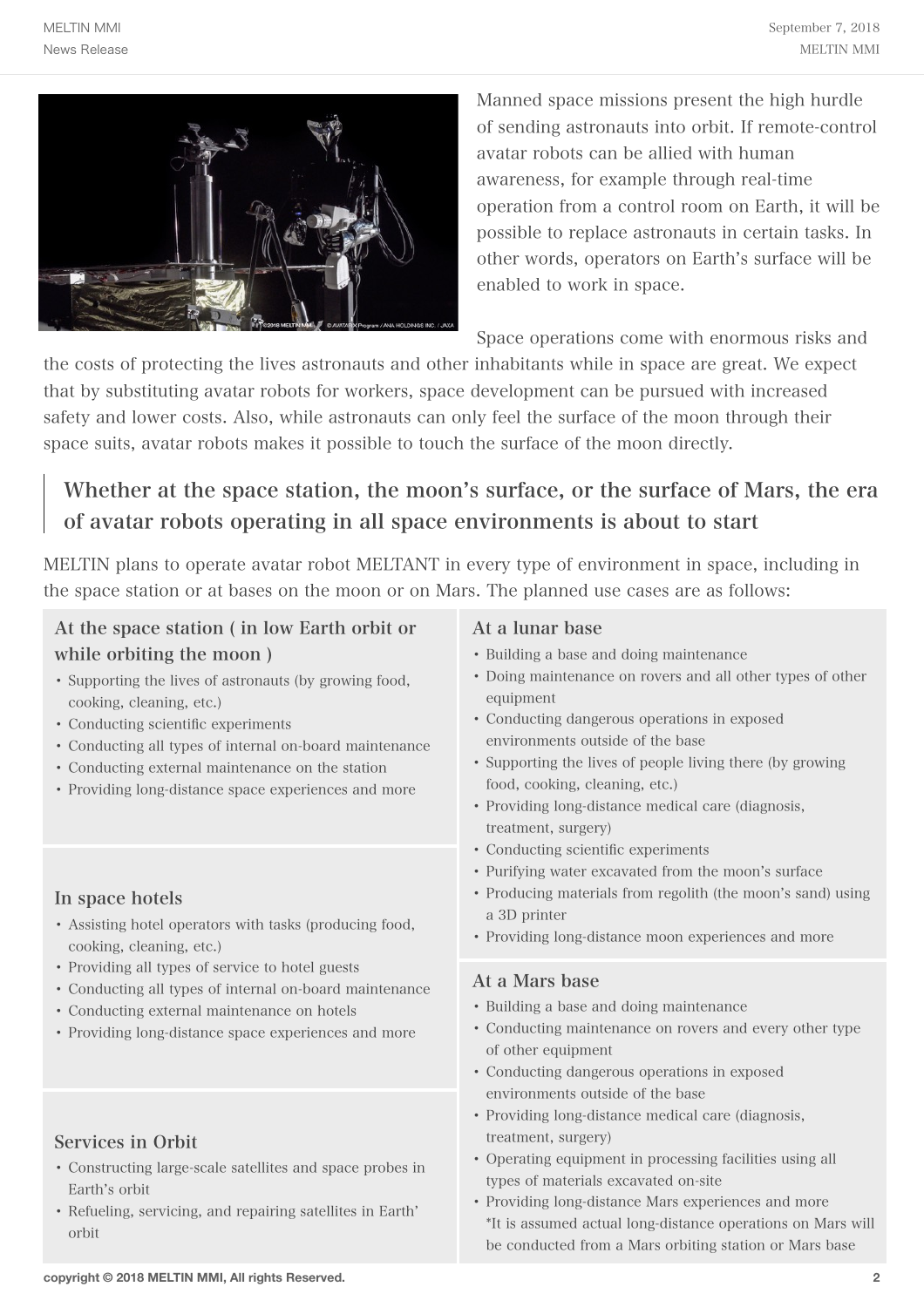Manned space missions present the high hurdle of sending astronauts into orbit. If remote-control avatar robots can be allied with human awareness, for example through real-time operation from a control room on Earth, it will be possible to replace astronauts in certain tasks. In other words, operators on Earth's surface will be enabled to work in space.

Space operations come with enormous risks and the costs of protecting the lives astronauts and other inhabitants while in space are great. We expect that by substituting avatar robots for workers, space development can be pursued with increased safety and lower costs. Also, while astronauts can only feel the surface of the moon through their space suits, avatar robots makes it possible to touch the surface of the moon directly.

## Whether at the space station, the moon's surface, or the surface of Mars, the era of avatar robots operating in all space environments is about to start

MELTIN plans to operate avatar robot MELTANT in every type of environment in space, including in the space station or at bases on the moon or on Mars. The planned use cases are as follows:

### At the space station ( in low Earth orbit or while orbiting the moon )

- Supporting the lives of astronauts (by growing food, cooking, cleaning, etc.)
- Conducting scientific experiments
- Conducting all types of internal on-board maintenance
- Conducting external maintenance on the station
- Providing long-distance space experiences and more

### In space hotels

- Assisting hotel operators with tasks (producing food, cooking, cleaning, etc.)
- Providing all types of service to hotel guests
- Conducting all types of internal on-board maintenance
- Conducting external maintenance on hotels
- Providing long-distance space experiences and more

### Services in Orbit

- Constructing large-scale satellites and space probes in Earth's orbit
- Refueling, servicing, and repairing satellites in Earth' orbit

### At a lunar base

- Building a base and doing maintenance
- Doing maintenance on rovers and all other types of other equipment
- Conducting dangerous operations in exposed environments outside of the base
- Supporting the lives of people living there (by growing food, cooking, cleaning, etc.)
- Providing long-distance medical care (diagnosis, treatment, surgery)
- Conducting scientific experiments
- Purifying water excavated from the moon's surface
- Producing materials from regolith (the moon's sand) using a 3D printer
- Providing long-distance moon experiences and more

### At a Mars base

- Building a base and doing maintenance
- Conducting maintenance on rovers and every other type of other equipment
- Conducting dangerous operations in exposed environments outside of the base
- Providing long-distance medical care (diagnosis, treatment, surgery)
- Operating equipment in processing facilities using all types of materials excavated on-site
- Providing long-distance Mars experiences and more
  *It is assumed actual long-distance operations on Mars will be conducted from a Mars orbiting station or Mars base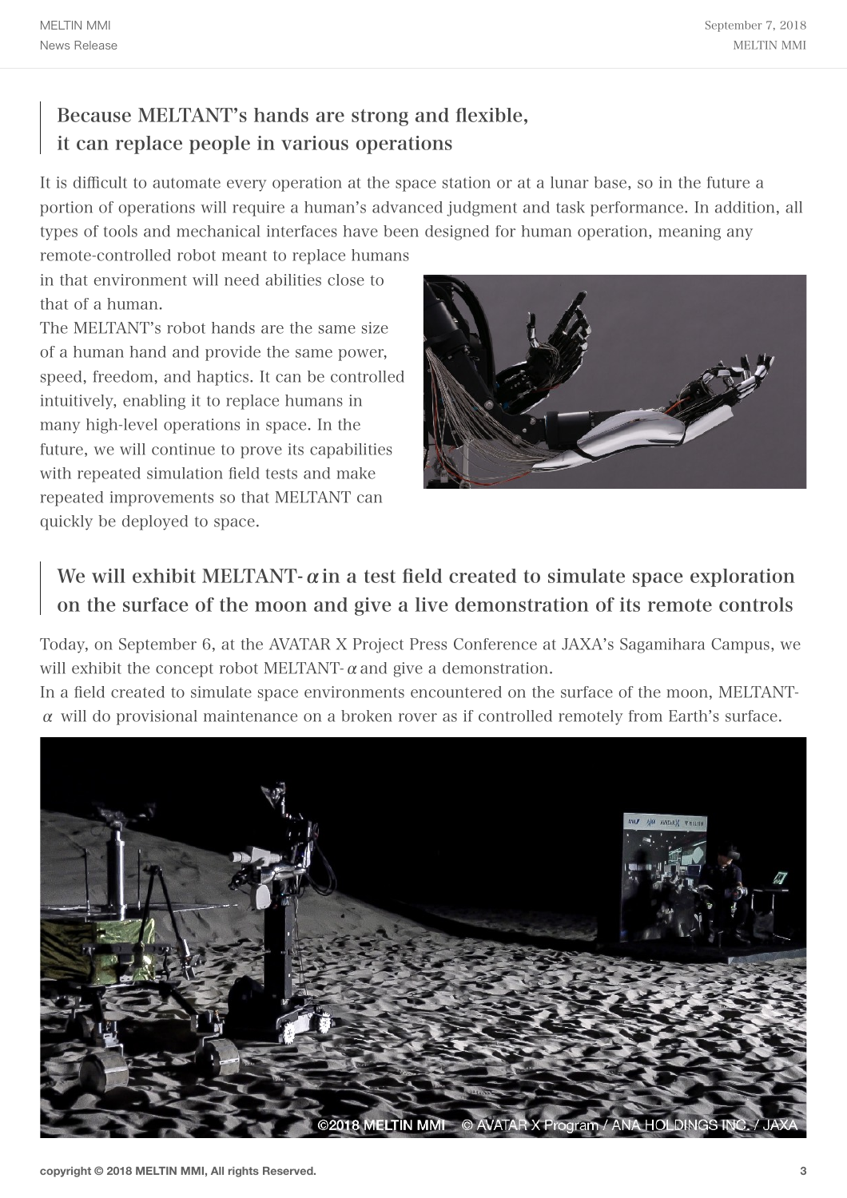## Because MELTANT's hands are strong and flexible, it can replace people in various operations

It is difficult to automate every operation at the space station or at a lunar base, so in the future a portion of operations will require a human's advanced judgment and task performance. In addition, all types of tools and mechanical interfaces have been designed for human operation, meaning any remote-controlled robot meant to replace humans in that environment will need abilities close to that of a human.

The MELTANT's robot hands are the same size of a human hand and provide the same power, speed, freedom, and haptics. It can be controlled intuitively, enabling it to replace humans in many high-level operations in space. In the future, we will continue to prove its capabilities with repeated simulation field tests and make repeated improvements so that MELTANT can quickly be deployed to space.

## We will exhibit MELTANT-$\alpha$ in a test field created to simulate space exploration on the surface of the moon and give a live demonstration of its remote controls

Today, on September 6, at the AVATAR X Project Press Conference at JAXA's Sagamihara Campus, we will exhibit the concept robot MELTANT-$\alpha$ and give a demonstration.

In a field created to simulate space environments encountered on the surface of the moon, MELTANT-$\alpha$ will do provisional maintenance on a broken rover as if controlled remotely from Earth's surface.

©2018 MELTIN MMI © AVATAR X Program / ANA HOLDINGS INC. / JAXA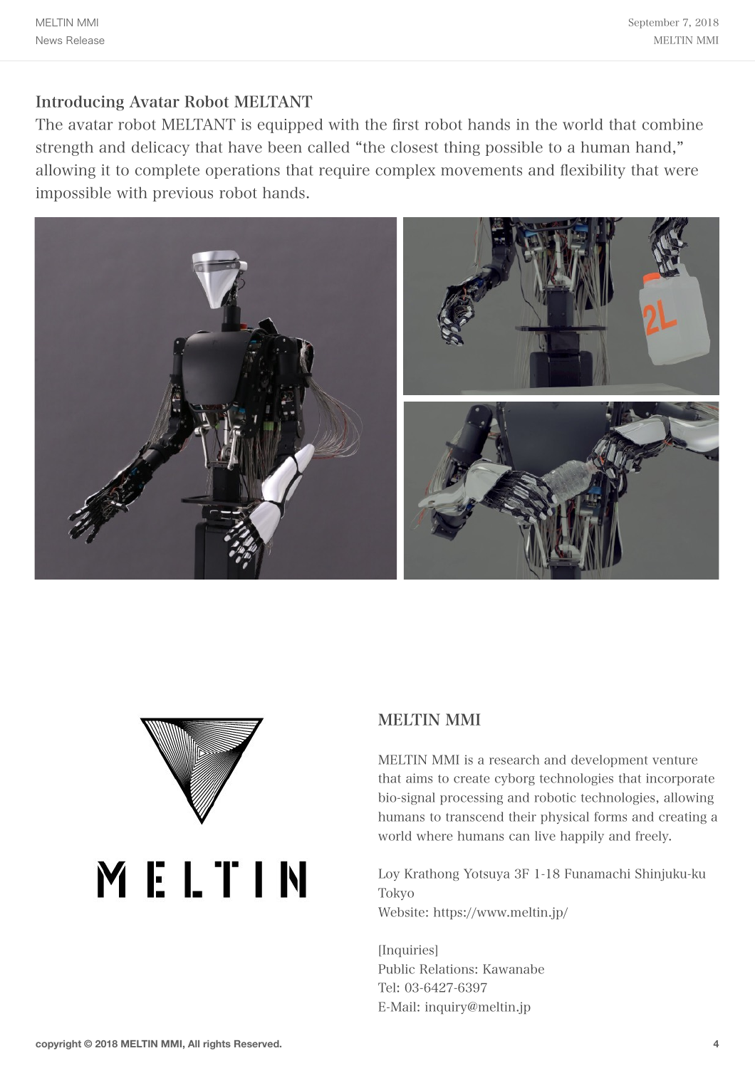## Introducing Avatar Robot MELTANT

The avatar robot MELTANT is equipped with the first robot hands in the world that combine strength and delicacy that have been called “the closest thing possible to a human hand,” allowing it to complete operations that require complex movements and flexibility that were impossible with previous robot hands.

### MELTIN MMI

MELTIN MMI is a research and development venture that aims to create cyborg technologies that incorporate bio-signal processing and robotic technologies, allowing humans to transcend their physical forms and creating a world where humans can live happily and freely.

Loy Krathong Yotsuya 3F 1-18 Funamachi Shinjuku-ku Tokyo
Website: https://www.meltin.jp/

[Inquiries]
Public Relations: Kawanabe
Tel: 03-6427-6397
E-Mail: inquiry@meltin.jp

**copyright © 2018 MELTIN MMI, All rights Reserved.**